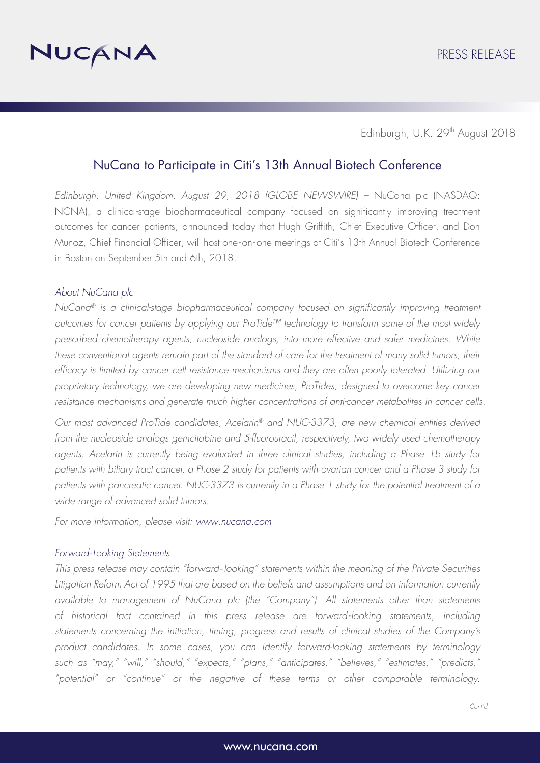NUCANA

PRESS RELEASE

Edinburgh, U.K. 29th August 2018

# NuCana to Participate in Citi's 13th Annual Biotech Conference

*Edinburgh, United Kingdom, August 29, 2018 (GLOBE NEWSWIRE)* – NuCana plc (NASDAQ: NCNA), a clinical-stage biopharmaceutical company focused on significantly improving treatment outcomes for cancer patients, announced today that Hugh Griffith, Chief Executive Officer, and Don Munoz, Chief Financial Officer, will host one-on-one meetings at Citi's 13th Annual Biotech Conference in Boston on September 5th and 6th, 2018.

*About NuCana plc*

*NuCana® is a clinical-stage biopharmaceutical company focused on significantly improving treatment outcomes for cancer patients by applying our ProTide™ technology to transform some of the most widely prescribed chemotherapy agents, nucleoside analogs, into more effective and safer medicines. While these conventional agents remain part of the standard of care for the treatment of many solid tumors, their efficacy is limited by cancer cell resistance mechanisms and they are often poorly tolerated. Utilizing our proprietary technology, we are developing new medicines, ProTides, designed to overcome key cancer resistance mechanisms and generate much higher concentrations of anti-cancer metabolites in cancer cells.*

*Our most advanced ProTide candidates, Acelarin® and NUC-3373, are new chemical entities derived from the nucleoside analogs gemcitabine and 5-fluorouracil, respectively, two widely used chemotherapy agents. Acelarin is currently being evaluated in three clinical studies, including a Phase 1b study for patients with biliary tract cancer, a Phase 2 study for patients with ovarian cancer and a Phase 3 study for patients with pancreatic cancer. NUC-3373 is currently in a Phase 1 study for the potential treatment of a wide range of advanced solid tumors.*

*For more information, please visit: www.nucana.com*

*Forward-Looking Statements*

*This press release may contain "forward-looking" statements within the meaning of the Private Securities Litigation Reform Act of 1995 that are based on the beliefs and assumptions and on information currently available to management of NuCana plc (the "Company"). All statements other than statements of historical fact contained in this press release are forward-looking statements, including statements concerning the initiation, timing, progress and results of clinical studies of the Company's product candidates. In some cases, you can identify forward-looking statements by terminology such as "may," "will," "should," "expects," "plans," "anticipates," "believes," "estimates," "predicts," "potential" or "continue" or the negative of these terms or other comparable terminology.*

*Cont'd*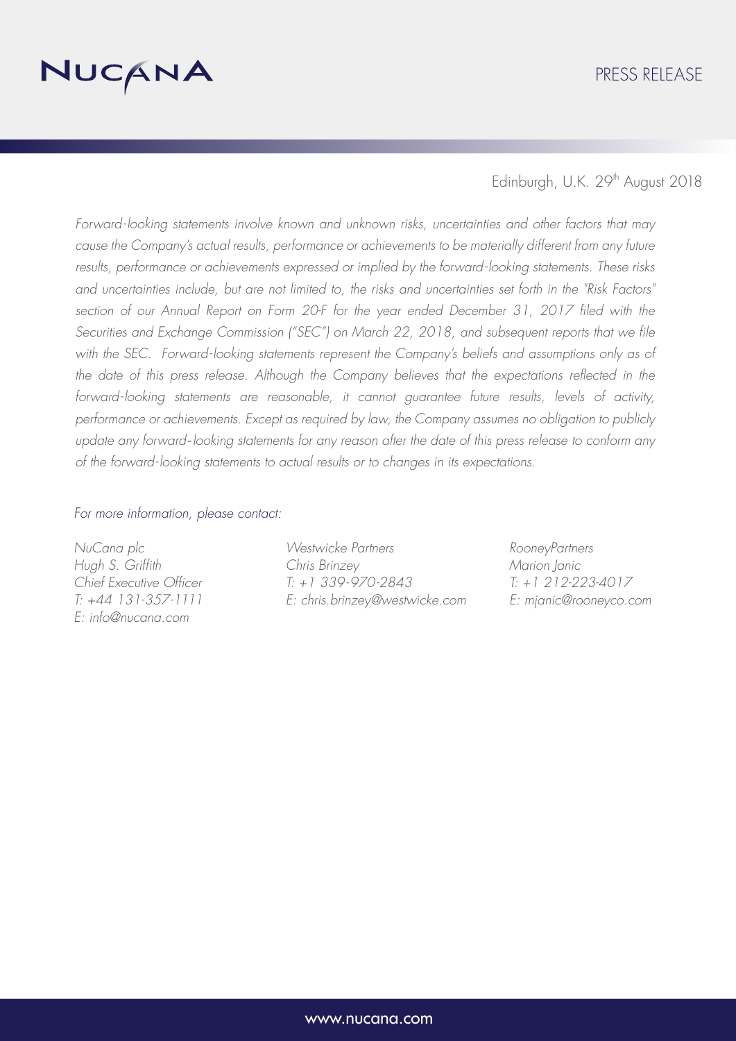Edinburgh, U.K. 29th August 2018

*Forward-looking statements involve known and unknown risks, uncertainties and other factors that may cause the Company's actual results, performance or achievements to be materially different from any future results, performance or achievements expressed or implied by the forward-looking statements. These risks and uncertainties include, but are not limited to, the risks and uncertainties set forth in the "Risk Factors" section of our Annual Report on Form 20-F for the year ended December 31, 2017 filed with the Securities and Exchange Commission ("SEC") on March 22, 2018, and subsequent reports that we file with the SEC. Forward-looking statements represent the Company's beliefs and assumptions only as of the date of this press release. Although the Company believes that the expectations reflected in the forward-looking statements are reasonable, it cannot guarantee future results, levels of activity, performance or achievements. Except as required by law, the Company assumes no obligation to publicly update any forward-looking statements for any reason after the date of this press release to conform any of the forward-looking statements to actual results or to changes in its expectations.*

*For more information, please contact:*

*NuCana plc*
*Hugh S. Griffith*
*Chief Executive Officer*
*T: +44 131-357-1111*
*E: info@nucana.com*

*Westwicke Partners*
*Chris Brinzey*
*T: +1 339-970-2843*
*E: chris.brinzey@westwicke.com*

*RooneyPartners*
*Marion Janic*
*T: +1 212-223-4017*
*E: mjanic@rooneyco.com*